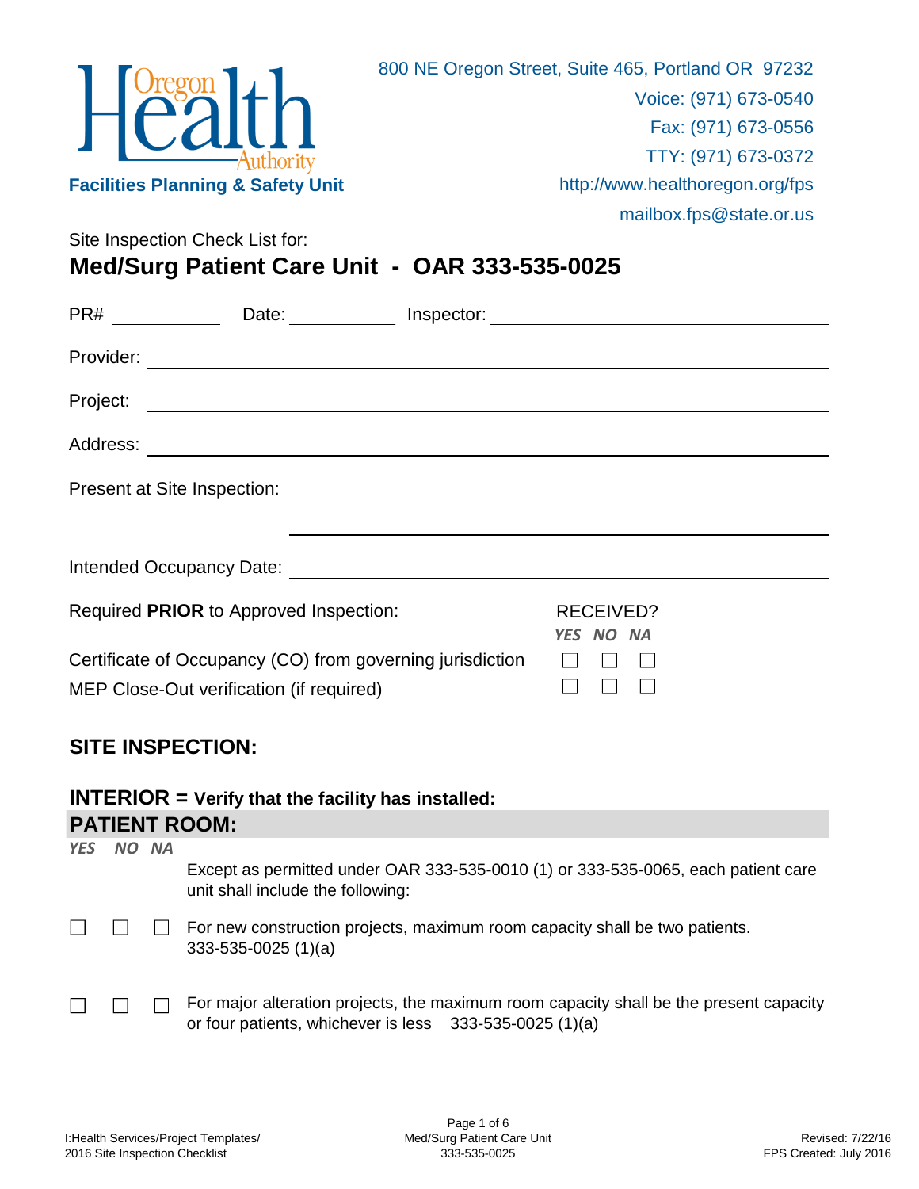Oregon Health Authority
**Facilities Planning & Safety Unit**

800 NE Oregon Street, Suite 465, Portland OR 97232
Voice: (971) 673-0540
Fax: (971) 673-0556
TTY: (971) 673-0372
http://www.healthoregon.org/fps
mailbox.fps@state.or.us

Site Inspection Check List for:

# Med/Surg Patient Care Unit - OAR 333-535-0025

PR# ____________ Date: ____________ Inspector: ______________________________

Provider: ______________________________________________________________

Project: _______________________________________________________________

Address: _______________________________________________________________

Present at Site Inspection:

______________________________________________________________

Intended Occupancy Date: ______________________________________________

| Required **PRIOR** to Approved Inspection: | RECEIVED? *YES* | *NO* | *NA* |
|---|---|---|---|
| Certificate of Occupancy (CO) from governing jurisdiction | ☐ | ☐ | ☐ |
| MEP Close-Out verification (if required) | ☐ | ☐ | ☐ |

## SITE INSPECTION:

## INTERIOR = Verify that the facility has installed:

## PATIENT ROOM:

| *YES* | *NO* | *NA* | |
|---|---|---|---|
| | | | Except as permitted under OAR 333-535-0010 (1) or 333-535-0065, each patient care unit shall include the following: |
| ☐ | ☐ | ☐ | For new construction projects, maximum room capacity shall be two patients. 333-535-0025 (1)(a) |
| ☐ | ☐ | ☐ | For major alteration projects, the maximum room capacity shall be the present capacity or four patients, whichever is less 333-535-0025 (1)(a) |

I:Health Services/Project Templates/
2016 Site Inspection Checklist

Revised: 7/22/16
FPS Created: July 2016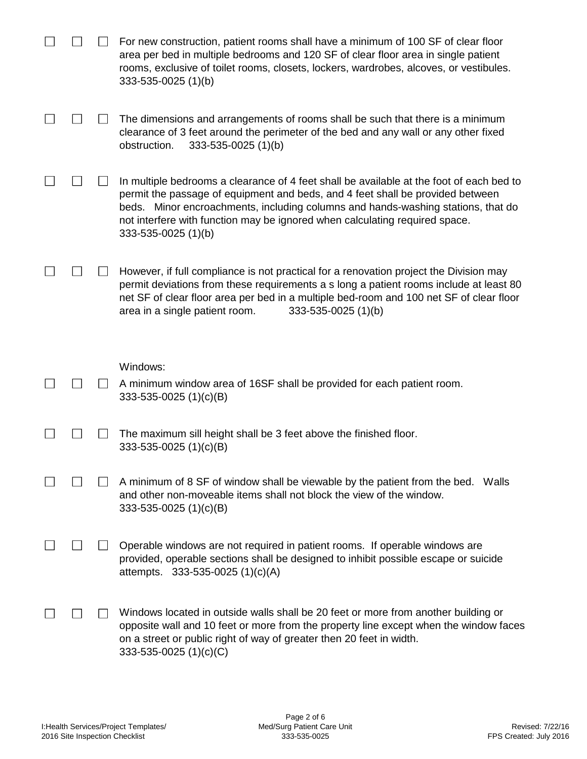☐ ☐ ☐ For new construction, patient rooms shall have a minimum of 100 SF of clear floor area per bed in multiple bedrooms and 120 SF of clear floor area in single patient rooms, exclusive of toilet rooms, closets, lockers, wardrobes, alcoves, or vestibules. 333-535-0025 (1)(b)

☐ ☐ ☐ The dimensions and arrangements of rooms shall be such that there is a minimum clearance of 3 feet around the perimeter of the bed and any wall or any other fixed obstruction. 333-535-0025 (1)(b)

☐ ☐ ☐ In multiple bedrooms a clearance of 4 feet shall be available at the foot of each bed to permit the passage of equipment and beds, and 4 feet shall be provided between beds. Minor encroachments, including columns and hands-washing stations, that do not interfere with function may be ignored when calculating required space. 333-535-0025 (1)(b)

☐ ☐ ☐ However, if full compliance is not practical for a renovation project the Division may permit deviations from these requirements a s long a patient rooms include at least 80 net SF of clear floor area per bed in a multiple bed-room and 100 net SF of clear floor area in a single patient room. 333-535-0025 (1)(b)

Windows:

☐ ☐ ☐ A minimum window area of 16SF shall be provided for each patient room. 333-535-0025 (1)(c)(B)

☐ ☐ ☐ The maximum sill height shall be 3 feet above the finished floor. 333-535-0025 (1)(c)(B)

☐ ☐ ☐ A minimum of 8 SF of window shall be viewable by the patient from the bed. Walls and other non-moveable items shall not block the view of the window. 333-535-0025 (1)(c)(B)

☐ ☐ ☐ Operable windows are not required in patient rooms. If operable windows are provided, operable sections shall be designed to inhibit possible escape or suicide attempts. 333-535-0025 (1)(c)(A)

☐ ☐ ☐ Windows located in outside walls shall be 20 feet or more from another building or opposite wall and 10 feet or more from the property line except when the window faces on a street or public right of way of greater then 20 feet in width. 333-535-0025 (1)(c)(C)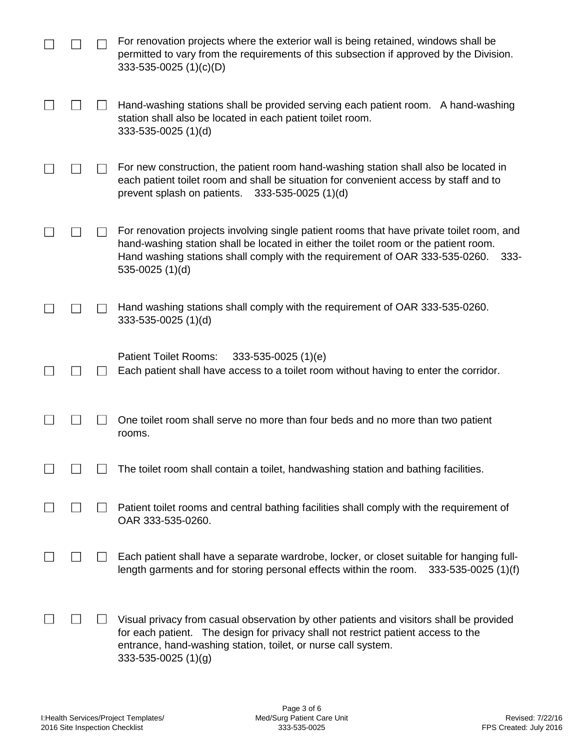- ☐ ☐ ☐ For renovation projects where the exterior wall is being retained, windows shall be permitted to vary from the requirements of this subsection if approved by the Division. 333-535-0025 (1)(c)(D)

- ☐ ☐ ☐ Hand-washing stations shall be provided serving each patient room. A hand-washing station shall also be located in each patient toilet room. 333-535-0025 (1)(d)

- ☐ ☐ ☐ For new construction, the patient room hand-washing station shall also be located in each patient toilet room and shall be situation for convenient access by staff and to prevent splash on patients. 333-535-0025 (1)(d)

- ☐ ☐ ☐ For renovation projects involving single patient rooms that have private toilet room, and hand-washing station shall be located in either the toilet room or the patient room. Hand washing stations shall comply with the requirement of OAR 333-535-0260. 333-535-0025 (1)(d)

- ☐ ☐ ☐ Hand washing stations shall comply with the requirement of OAR 333-535-0260. 333-535-0025 (1)(d)

Patient Toilet Rooms: 333-535-0025 (1)(e)

- ☐ ☐ ☐ Each patient shall have access to a toilet room without having to enter the corridor.

- ☐ ☐ ☐ One toilet room shall serve no more than four beds and no more than two patient rooms.

- ☐ ☐ ☐ The toilet room shall contain a toilet, handwashing station and bathing facilities.

- ☐ ☐ ☐ Patient toilet rooms and central bathing facilities shall comply with the requirement of OAR 333-535-0260.

- ☐ ☐ ☐ Each patient shall have a separate wardrobe, locker, or closet suitable for hanging full-length garments and for storing personal effects within the room. 333-535-0025 (1)(f)

- ☐ ☐ ☐ Visual privacy from casual observation by other patients and visitors shall be provided for each patient. The design for privacy shall not restrict patient access to the entrance, hand-washing station, toilet, or nurse call system. 333-535-0025 (1)(g)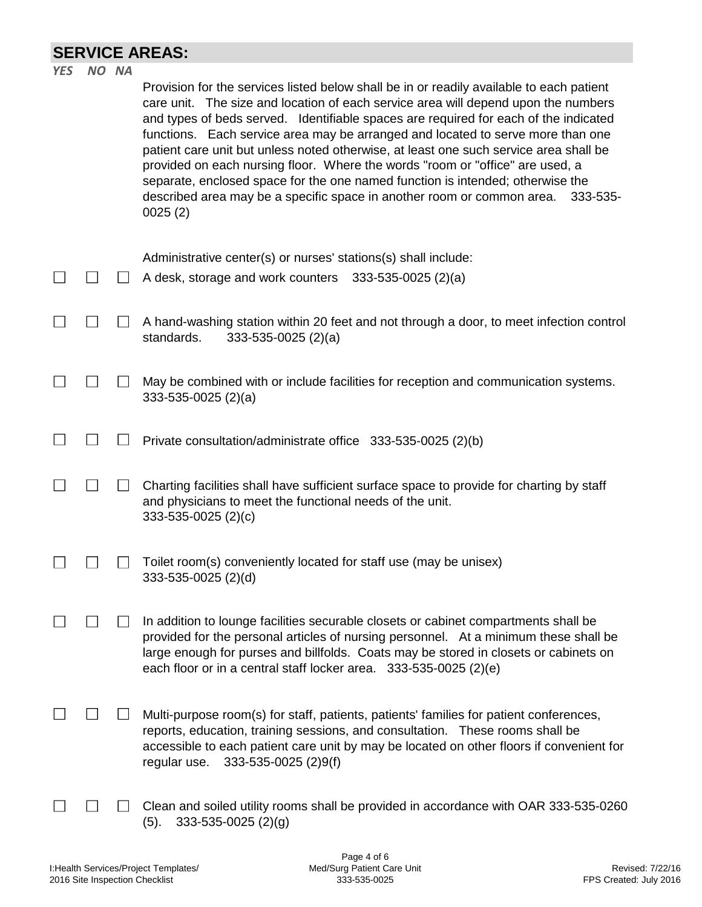## SERVICE AREAS:

| YES | NO | NA | |
|---|---|---|---|
| | | | Provision for the services listed below shall be in or readily available to each patient care unit. The size and location of each service area will depend upon the numbers and types of beds served. Identifiable spaces are required for each of the indicated functions. Each service area may be arranged and located to serve more than one patient care unit but unless noted otherwise, at least one such service area shall be provided on each nursing floor. Where the words "room or "office" are used, a separate, enclosed space for the one named function is intended; otherwise the described area may be a specific space in another room or common area. 333-535-0025 (2) |
| | | | Administrative center(s) or nurses' stations(s) shall include: |
| ☐ | ☐ | ☐ | A desk, storage and work counters 333-535-0025 (2)(a) |
| ☐ | ☐ | ☐ | A hand-washing station within 20 feet and not through a door, to meet infection control standards. 333-535-0025 (2)(a) |
| ☐ | ☐ | ☐ | May be combined with or include facilities for reception and communication systems. 333-535-0025 (2)(a) |
| ☐ | ☐ | ☐ | Private consultation/administrate office 333-535-0025 (2)(b) |
| ☐ | ☐ | ☐ | Charting facilities shall have sufficient surface space to provide for charting by staff and physicians to meet the functional needs of the unit. 333-535-0025 (2)(c) |
| ☐ | ☐ | ☐ | Toilet room(s) conveniently located for staff use (may be unisex) 333-535-0025 (2)(d) |
| ☐ | ☐ | ☐ | In addition to lounge facilities securable closets or cabinet compartments shall be provided for the personal articles of nursing personnel. At a minimum these shall be large enough for purses and billfolds. Coats may be stored in closets or cabinets on each floor or in a central staff locker area. 333-535-0025 (2)(e) |
| ☐ | ☐ | ☐ | Multi-purpose room(s) for staff, patients, patients' families for patient conferences, reports, education, training sessions, and consultation. These rooms shall be accessible to each patient care unit by may be located on other floors if convenient for regular use. 333-535-0025 (2)9(f) |
| ☐ | ☐ | ☐ | Clean and soiled utility rooms shall be provided in accordance with OAR 333-535-0260 (5). 333-535-0025 (2)(g) |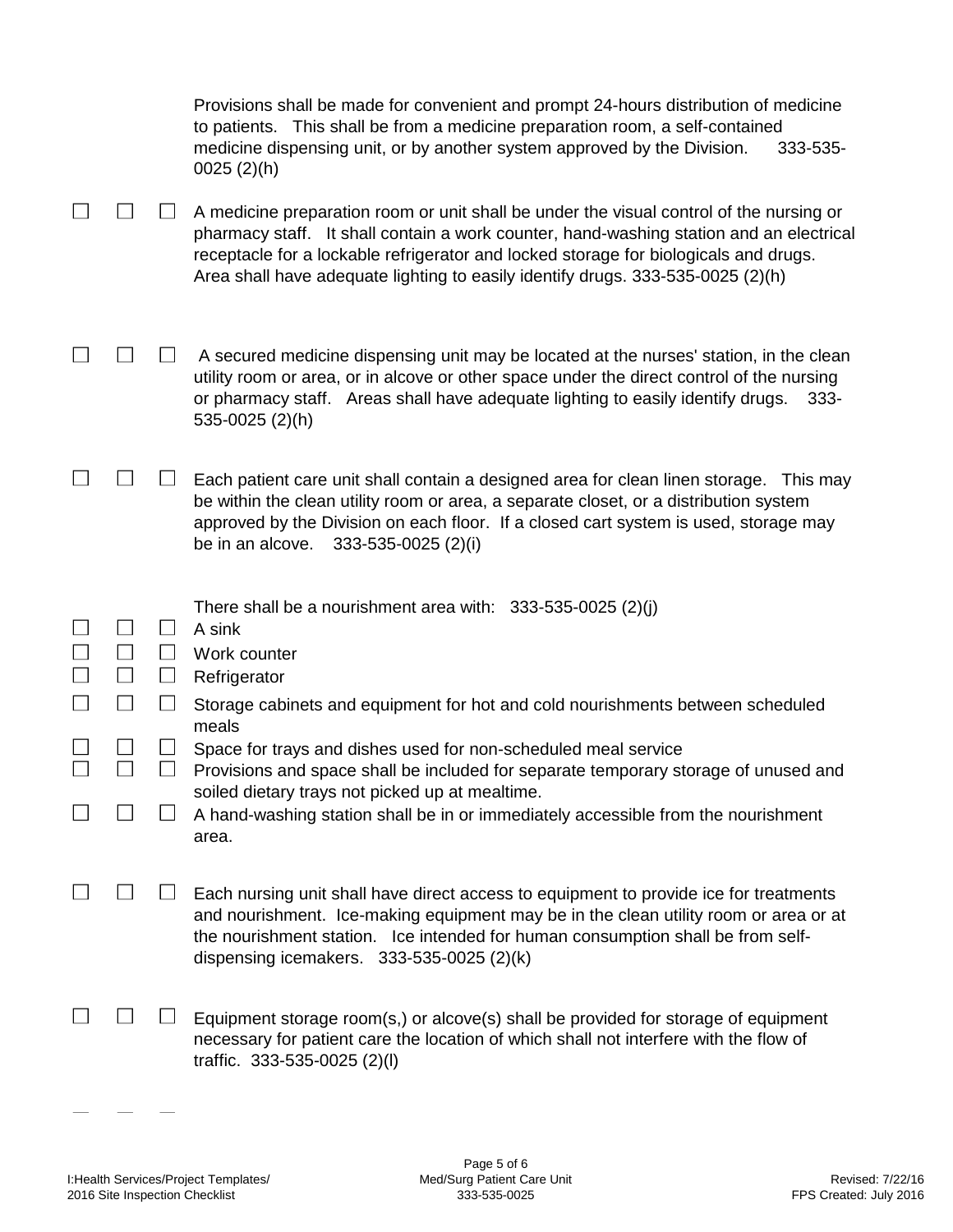Provisions shall be made for convenient and prompt 24-hours distribution of medicine to patients. This shall be from a medicine preparation room, a self-contained medicine dispensing unit, or by another system approved by the Division. 333-535-0025 (2)(h)

☐ ☐ ☐ A medicine preparation room or unit shall be under the visual control of the nursing or pharmacy staff. It shall contain a work counter, hand-washing station and an electrical receptacle for a lockable refrigerator and locked storage for biologicals and drugs. Area shall have adequate lighting to easily identify drugs. 333-535-0025 (2)(h)

☐ ☐ ☐ A secured medicine dispensing unit may be located at the nurses' station, in the clean utility room or area, or in alcove or other space under the direct control of the nursing or pharmacy staff. Areas shall have adequate lighting to easily identify drugs. 333-535-0025 (2)(h)

☐ ☐ ☐ Each patient care unit shall contain a designed area for clean linen storage. This may be within the clean utility room or area, a separate closet, or a distribution system approved by the Division on each floor. If a closed cart system is used, storage may be in an alcove. 333-535-0025 (2)(i)

There shall be a nourishment area with: 333-535-0025 (2)(j)

☐ ☐ ☐ A sink
☐ ☐ ☐ Work counter
☐ ☐ ☐ Refrigerator
☐ ☐ ☐ Storage cabinets and equipment for hot and cold nourishments between scheduled meals
☐ ☐ ☐ Space for trays and dishes used for non-scheduled meal service
☐ ☐ ☐ Provisions and space shall be included for separate temporary storage of unused and soiled dietary trays not picked up at mealtime.
☐ ☐ ☐ A hand-washing station shall be in or immediately accessible from the nourishment area.

☐ ☐ ☐ Each nursing unit shall have direct access to equipment to provide ice for treatments and nourishment. Ice-making equipment may be in the clean utility room or area or at the nourishment station. Ice intended for human consumption shall be from self-dispensing icemakers. 333-535-0025 (2)(k)

☐ ☐ ☐ Equipment storage room(s,) or alcove(s) shall be provided for storage of equipment necessary for patient care the location of which shall not interfere with the flow of traffic. 333-535-0025 (2)(l)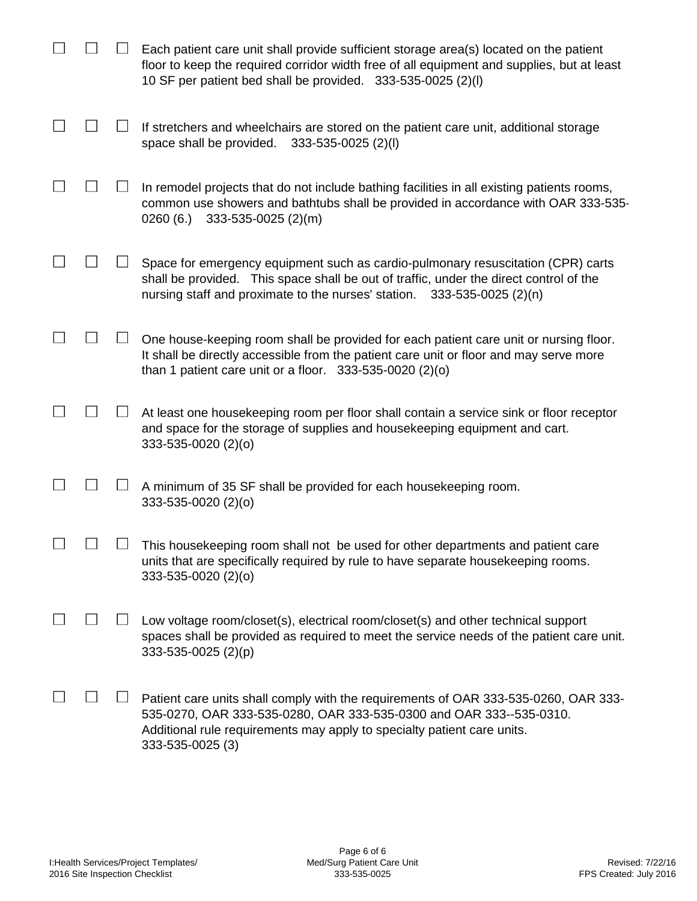☐ ☐ ☐ Each patient care unit shall provide sufficient storage area(s) located on the patient floor to keep the required corridor width free of all equipment and supplies, but at least 10 SF per patient bed shall be provided. 333-535-0025 (2)(l)

☐ ☐ ☐ If stretchers and wheelchairs are stored on the patient care unit, additional storage space shall be provided. 333-535-0025 (2)(l)

☐ ☐ ☐ In remodel projects that do not include bathing facilities in all existing patients rooms, common use showers and bathtubs shall be provided in accordance with OAR 333-535-0260 (6.) 333-535-0025 (2)(m)

☐ ☐ ☐ Space for emergency equipment such as cardio-pulmonary resuscitation (CPR) carts shall be provided. This space shall be out of traffic, under the direct control of the nursing staff and proximate to the nurses' station. 333-535-0025 (2)(n)

☐ ☐ ☐ One house-keeping room shall be provided for each patient care unit or nursing floor. It shall be directly accessible from the patient care unit or floor and may serve more than 1 patient care unit or a floor. 333-535-0020 (2)(o)

☐ ☐ ☐ At least one housekeeping room per floor shall contain a service sink or floor receptor and space for the storage of supplies and housekeeping equipment and cart. 333-535-0020 (2)(o)

☐ ☐ ☐ A minimum of 35 SF shall be provided for each housekeeping room. 333-535-0020 (2)(o)

☐ ☐ ☐ This housekeeping room shall not be used for other departments and patient care units that are specifically required by rule to have separate housekeeping rooms. 333-535-0020 (2)(o)

☐ ☐ ☐ Low voltage room/closet(s), electrical room/closet(s) and other technical support spaces shall be provided as required to meet the service needs of the patient care unit. 333-535-0025 (2)(p)

☐ ☐ ☐ Patient care units shall comply with the requirements of OAR 333-535-0260, OAR 333-535-0270, OAR 333-535-0280, OAR 333-535-0300 and OAR 333--535-0310. Additional rule requirements may apply to specialty patient care units. 333-535-0025 (3)